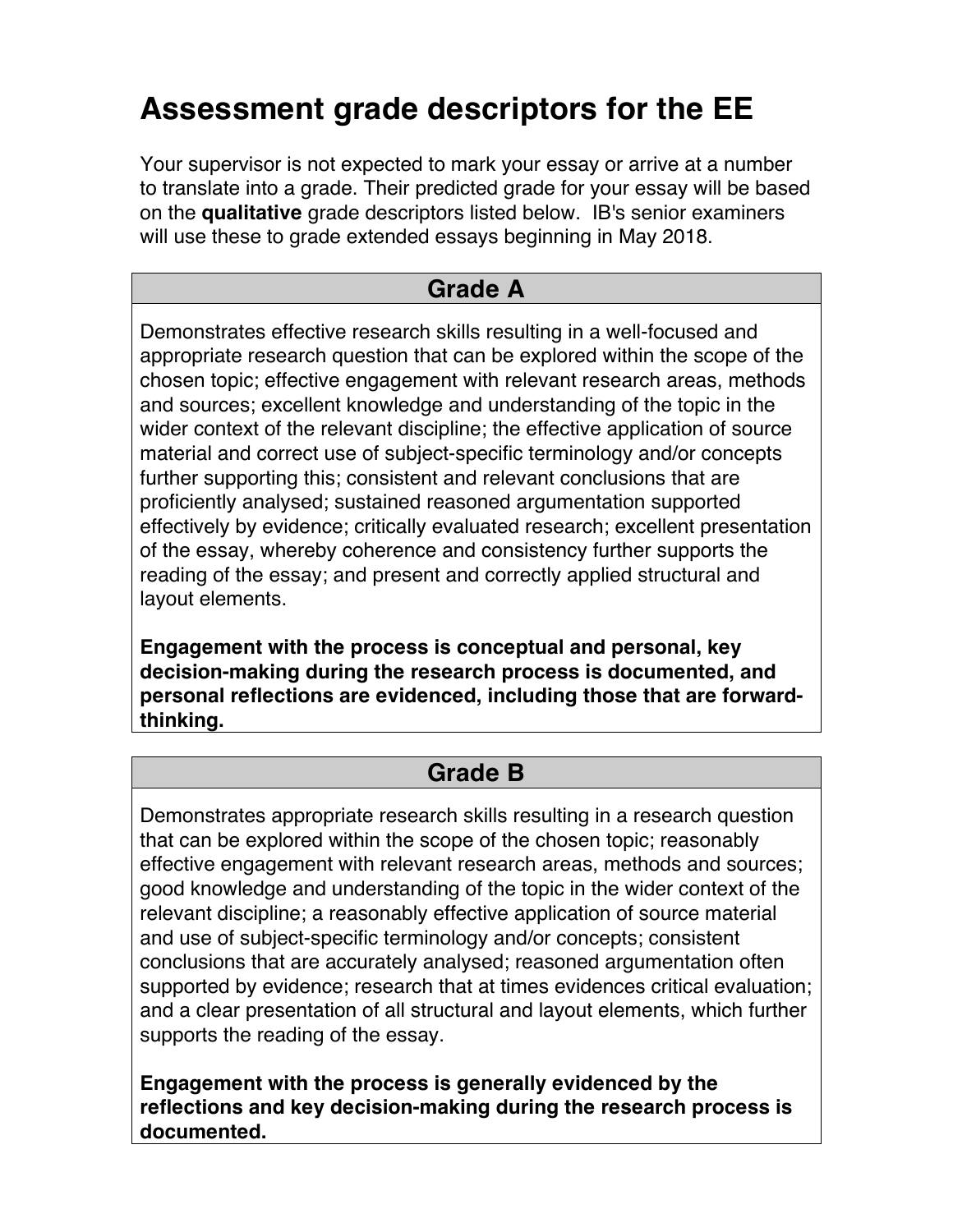# Assessment grade descriptors for the EE

Your supervisor is not expected to mark your essay or arrive at a number to translate into a grade. Their predicted grade for your essay will be based on the **qualitative** grade descriptors listed below. IB's senior examiners will use these to grade extended essays beginning in May 2018.

## Grade A

Demonstrates effective research skills resulting in a well-focused and appropriate research question that can be explored within the scope of the chosen topic; effective engagement with relevant research areas, methods and sources; excellent knowledge and understanding of the topic in the wider context of the relevant discipline; the effective application of source material and correct use of subject-specific terminology and/or concepts further supporting this; consistent and relevant conclusions that are proficiently analysed; sustained reasoned argumentation supported effectively by evidence; critically evaluated research; excellent presentation of the essay, whereby coherence and consistency further supports the reading of the essay; and present and correctly applied structural and layout elements.

**Engagement with the process is conceptual and personal, key decision-making during the research process is documented, and personal reflections are evidenced, including those that are forward-thinking.**

## Grade B

Demonstrates appropriate research skills resulting in a research question that can be explored within the scope of the chosen topic; reasonably effective engagement with relevant research areas, methods and sources; good knowledge and understanding of the topic in the wider context of the relevant discipline; a reasonably effective application of source material and use of subject-specific terminology and/or concepts; consistent conclusions that are accurately analysed; reasoned argumentation often supported by evidence; research that at times evidences critical evaluation; and a clear presentation of all structural and layout elements, which further supports the reading of the essay.

**Engagement with the process is generally evidenced by the reflections and key decision-making during the research process is documented.**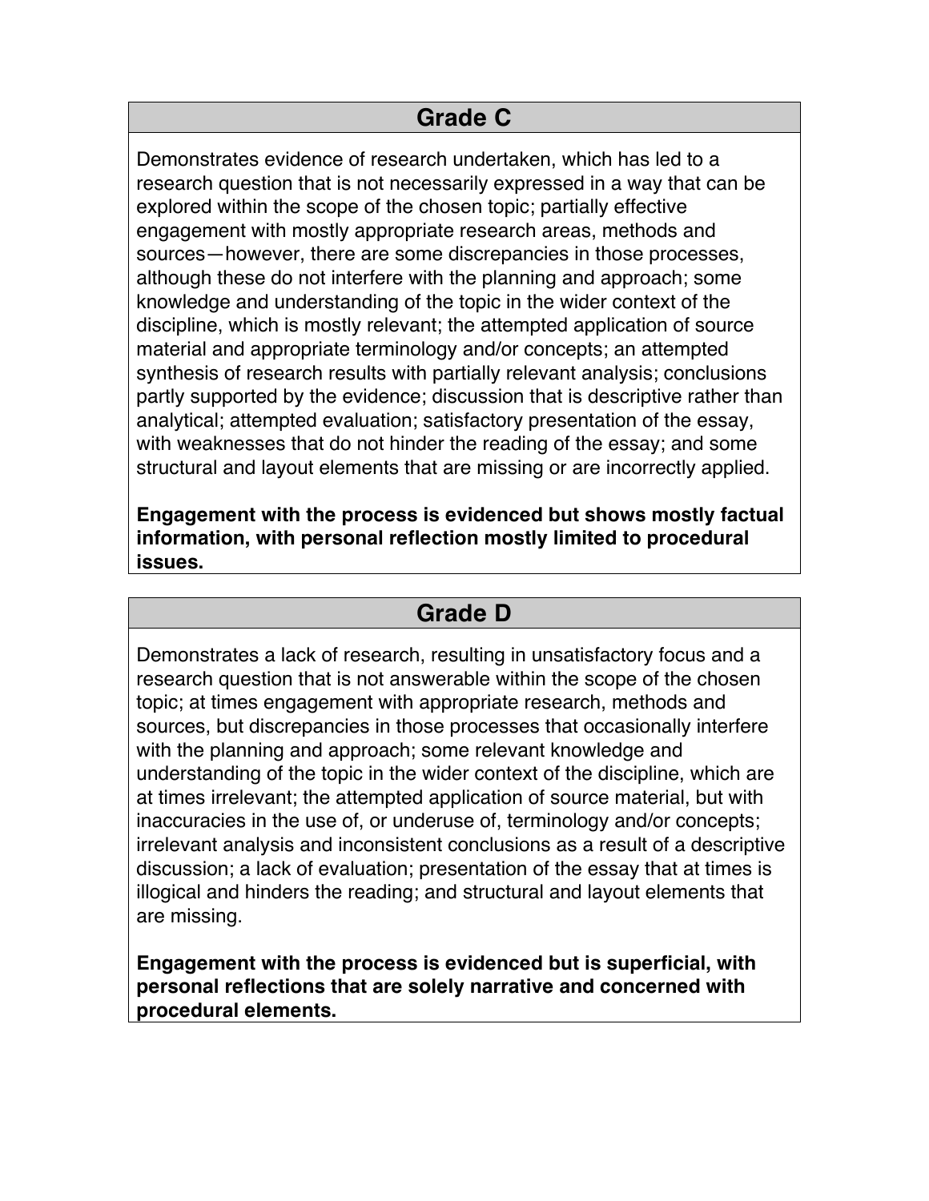## Grade C

Demonstrates evidence of research undertaken, which has led to a research question that is not necessarily expressed in a way that can be explored within the scope of the chosen topic; partially effective engagement with mostly appropriate research areas, methods and sources—however, there are some discrepancies in those processes, although these do not interfere with the planning and approach; some knowledge and understanding of the topic in the wider context of the discipline, which is mostly relevant; the attempted application of source material and appropriate terminology and/or concepts; an attempted synthesis of research results with partially relevant analysis; conclusions partly supported by the evidence; discussion that is descriptive rather than analytical; attempted evaluation; satisfactory presentation of the essay, with weaknesses that do not hinder the reading of the essay; and some structural and layout elements that are missing or are incorrectly applied.

**Engagement with the process is evidenced but shows mostly factual information, with personal reflection mostly limited to procedural issues.**

## Grade D

Demonstrates a lack of research, resulting in unsatisfactory focus and a research question that is not answerable within the scope of the chosen topic; at times engagement with appropriate research, methods and sources, but discrepancies in those processes that occasionally interfere with the planning and approach; some relevant knowledge and understanding of the topic in the wider context of the discipline, which are at times irrelevant; the attempted application of source material, but with inaccuracies in the use of, or underuse of, terminology and/or concepts; irrelevant analysis and inconsistent conclusions as a result of a descriptive discussion; a lack of evaluation; presentation of the essay that at times is illogical and hinders the reading; and structural and layout elements that are missing.

**Engagement with the process is evidenced but is superficial, with personal reflections that are solely narrative and concerned with procedural elements.**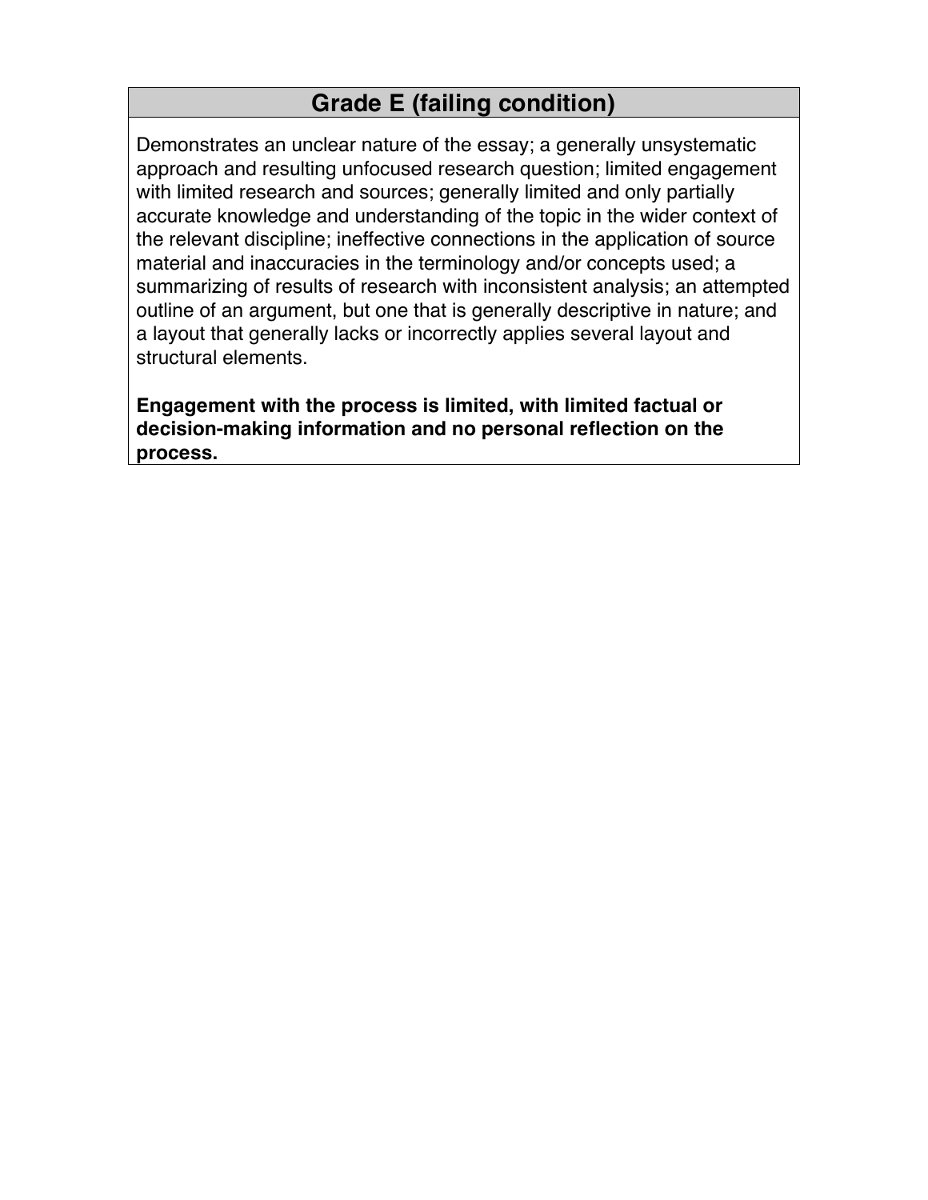## Grade E (failing condition)

Demonstrates an unclear nature of the essay; a generally unsystematic approach and resulting unfocused research question; limited engagement with limited research and sources; generally limited and only partially accurate knowledge and understanding of the topic in the wider context of the relevant discipline; ineffective connections in the application of source material and inaccuracies in the terminology and/or concepts used; a summarizing of results of research with inconsistent analysis; an attempted outline of an argument, but one that is generally descriptive in nature; and a layout that generally lacks or incorrectly applies several layout and structural elements.

**Engagement with the process is limited, with limited factual or decision-making information and no personal reflection on the process.**